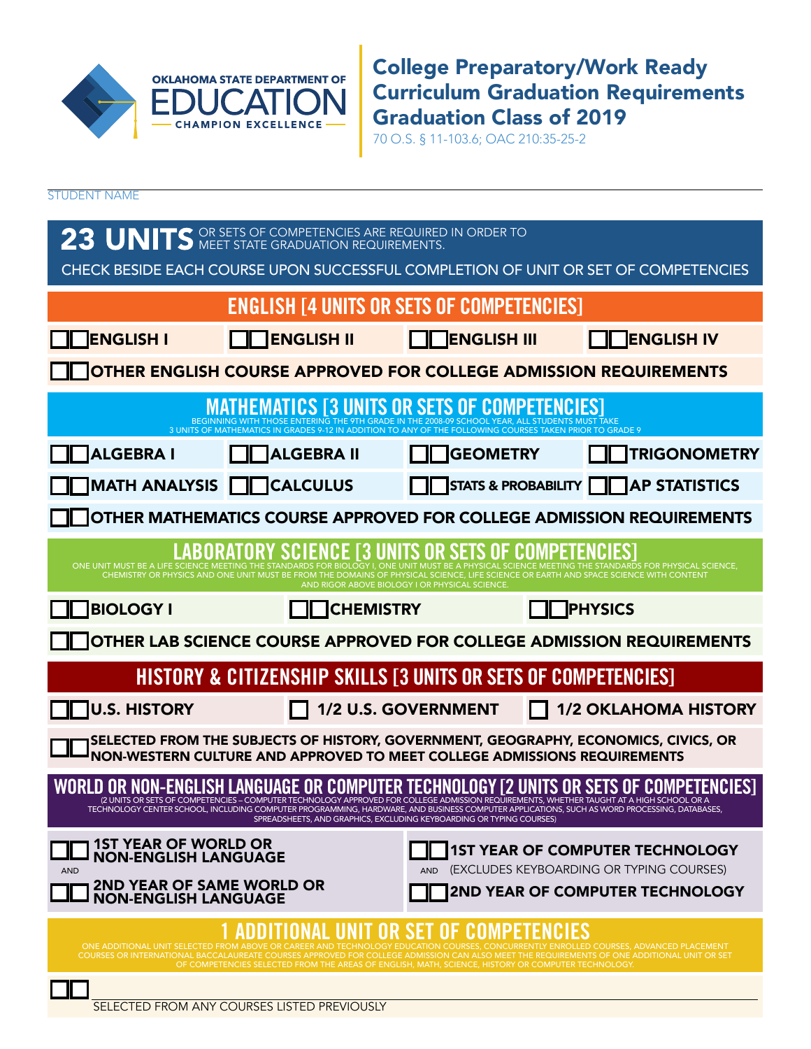OKLAHOMA STATE DEPARTMENT OF EDUCATION — CHAMPION EXCELLENCE

# College Preparatory/Work Ready Curriculum Graduation Requirements Graduation Class of 2019

70 O.S. § 11-103.6; OAC 210:35-25-2

STUDENT NAME

**23 UNITS** OR SETS OF COMPETENCIES ARE REQUIRED IN ORDER TO MEET STATE GRADUATION REQUIREMENTS.

CHECK BESIDE EACH COURSE UPON SUCCESSFUL COMPLETION OF UNIT OR SET OF COMPETENCIES

## ENGLISH [4 UNITS OR SETS OF COMPETENCIES]

- ☐☐ ENGLISH I
- ☐☐ ENGLISH II
- ☐☐ ENGLISH III
- ☐☐ ENGLISH IV
- ☐☐ OTHER ENGLISH COURSE APPROVED FOR COLLEGE ADMISSION REQUIREMENTS

## MATHEMATICS [3 UNITS OR SETS OF COMPETENCIES]

BEGINNING WITH THOSE ENTERING THE 9TH GRADE IN THE 2008-09 SCHOOL YEAR, ALL STUDENTS MUST TAKE 3 UNITS OF MATHEMATICS IN GRADES 9-12 IN ADDITION TO ANY OF THE FOLLOWING COURSES TAKEN PRIOR TO GRADE 9

- ☐☐ ALGEBRA I
- ☐☐ ALGEBRA II
- ☐☐ GEOMETRY
- ☐☐ TRIGONOMETRY
- ☐☐ MATH ANALYSIS
- ☐☐ CALCULUS
- ☐☐ STATS & PROBABILITY
- ☐☐ AP STATISTICS
- ☐☐ OTHER MATHEMATICS COURSE APPROVED FOR COLLEGE ADMISSION REQUIREMENTS

## LABORATORY SCIENCE [3 UNITS OR SETS OF COMPETENCIES]

ONE UNIT MUST BE A LIFE SCIENCE MEETING THE STANDARDS FOR BIOLOGY I, ONE UNIT MUST BE A PHYSICAL SCIENCE MEETING THE STANDARDS FOR PHYSICAL SCIENCE, CHEMISTRY OR PHYSICS AND ONE UNIT MUST BE FROM THE DOMAINS OF PHYSICAL SCIENCE, LIFE SCIENCE OR EARTH AND SPACE SCIENCE WITH CONTENT AND RIGOR ABOVE BIOLOGY I OR PHYSICAL SCIENCE.

- ☐☐ BIOLOGY I
- ☐☐ CHEMISTRY
- ☐☐ PHYSICS
- ☐☐ OTHER LAB SCIENCE COURSE APPROVED FOR COLLEGE ADMISSION REQUIREMENTS

## HISTORY & CITIZENSHIP SKILLS [3 UNITS OR SETS OF COMPETENCIES]

- ☐☐ U.S. HISTORY
- ☐ 1/2 U.S. GOVERNMENT
- ☐ 1/2 OKLAHOMA HISTORY
- ☐☐ SELECTED FROM THE SUBJECTS OF HISTORY, GOVERNMENT, GEOGRAPHY, ECONOMICS, CIVICS, OR NON-WESTERN CULTURE AND APPROVED TO MEET COLLEGE ADMISSIONS REQUIREMENTS

## WORLD OR NON-ENGLISH LANGUAGE OR COMPUTER TECHNOLOGY [2 UNITS OR SETS OF COMPETENCIES]

(2 UNITS OR SETS OF COMPETENCIES – COMPUTER TECHNOLOGY APPROVED FOR COLLEGE ADMISSION REQUIREMENTS, WHETHER TAUGHT AT A HIGH SCHOOL OR A TECHNOLOGY CENTER SCHOOL, INCLUDING COMPUTER PROGRAMMING, HARDWARE, AND BUSINESS COMPUTER APPLICATIONS, SUCH AS WORD PROCESSING, DATABASES, SPREADSHEETS, AND GRAPHICS, EXCLUDING KEYBOARDING OR TYPING COURSES)

- ☐☐ 1ST YEAR OF WORLD OR NON-ENGLISH LANGUAGE
  AND
- ☐☐ 2ND YEAR OF SAME WORLD OR NON-ENGLISH LANGUAGE

- ☐☐ 1ST YEAR OF COMPUTER TECHNOLOGY
  AND (EXCLUDES KEYBOARDING OR TYPING COURSES)
- ☐☐ 2ND YEAR OF COMPUTER TECHNOLOGY

## 1 ADDITIONAL UNIT OR SET OF COMPETENCIES

ONE ADDITIONAL UNIT SELECTED FROM ABOVE OR CAREER AND TECHNOLOGY EDUCATION COURSES, CONCURRENTLY ENROLLED COURSES, ADVANCED PLACEMENT COURSES OR INTERNATIONAL BACCALAUREATE COURSES APPROVED FOR COLLEGE ADMISSION CAN ALSO MEET THE REQUIREMENTS OF ONE ADDITIONAL UNIT OR SET OF COMPETENCIES SELECTED FROM THE AREAS OF ENGLISH, MATH, SCIENCE, HISTORY OR COMPUTER TECHNOLOGY.

- ☐☐ ____________________
  SELECTED FROM ANY COURSES LISTED PREVIOUSLY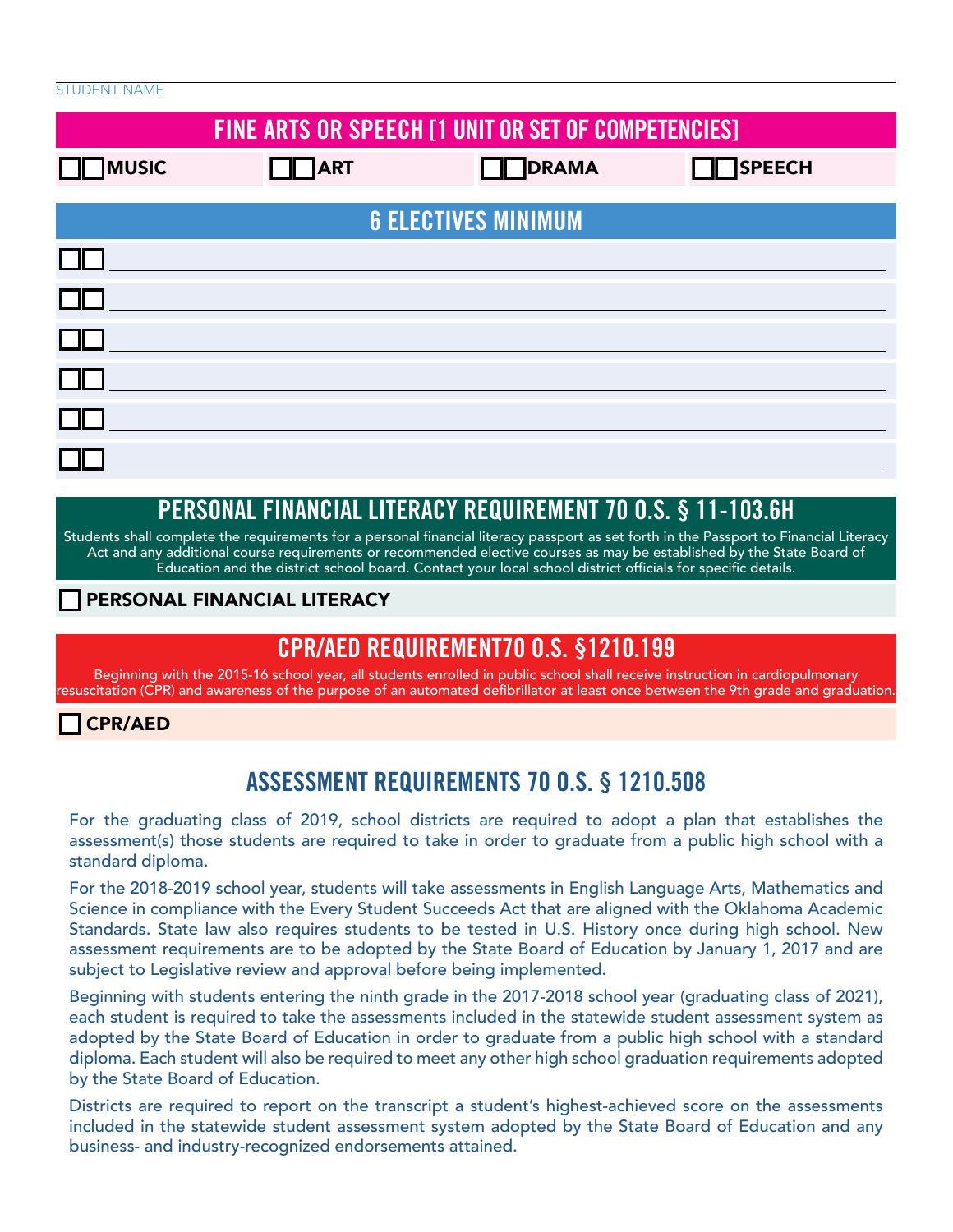STUDENT NAME

## FINE ARTS OR SPEECH [1 UNIT OR SET OF COMPETENCIES]

☐☐ MUSIC ☐☐ ART ☐☐ DRAMA ☐☐ SPEECH

## 6 ELECTIVES MINIMUM

☐☐ \_\_\_\_\_\_\_\_\_\_\_\_\_\_\_\_\_\_\_\_

☐☐ \_\_\_\_\_\_\_\_\_\_\_\_\_\_\_\_\_\_\_\_

☐☐ \_\_\_\_\_\_\_\_\_\_\_\_\_\_\_\_\_\_\_\_

☐☐ \_\_\_\_\_\_\_\_\_\_\_\_\_\_\_\_\_\_\_\_

☐☐ \_\_\_\_\_\_\_\_\_\_\_\_\_\_\_\_\_\_\_\_

☐☐ \_\_\_\_\_\_\_\_\_\_\_\_\_\_\_\_\_\_\_\_

## PERSONAL FINANCIAL LITERACY REQUIREMENT 70 O.S. § 11-103.6H

Students shall complete the requirements for a personal financial literacy passport as set forth in the Passport to Financial Literacy Act and any additional course requirements or recommended elective courses as may be established by the State Board of Education and the district school board. Contact your local school district officials for specific details.

☐ **PERSONAL FINANCIAL LITERACY**

## CPR/AED REQUIREMENT70 O.S. §1210.199

Beginning with the 2015-16 school year, all students enrolled in public school shall receive instruction in cardiopulmonary resuscitation (CPR) and awareness of the purpose of an automated defibrillator at least once between the 9th grade and graduation.

☐ **CPR/AED**

## ASSESSMENT REQUIREMENTS 70 O.S. § 1210.508

For the graduating class of 2019, school districts are required to adopt a plan that establishes the assessment(s) those students are required to take in order to graduate from a public high school with a standard diploma.

For the 2018-2019 school year, students will take assessments in English Language Arts, Mathematics and Science in compliance with the Every Student Succeeds Act that are aligned with the Oklahoma Academic Standards. State law also requires students to be tested in U.S. History once during high school. New assessment requirements are to be adopted by the State Board of Education by January 1, 2017 and are subject to Legislative review and approval before being implemented.

Beginning with students entering the ninth grade in the 2017-2018 school year (graduating class of 2021), each student is required to take the assessments included in the statewide student assessment system as adopted by the State Board of Education in order to graduate from a public high school with a standard diploma. Each student will also be required to meet any other high school graduation requirements adopted by the State Board of Education.

Districts are required to report on the transcript a student's highest-achieved score on the assessments included in the statewide student assessment system adopted by the State Board of Education and any business- and industry-recognized endorsements attained.